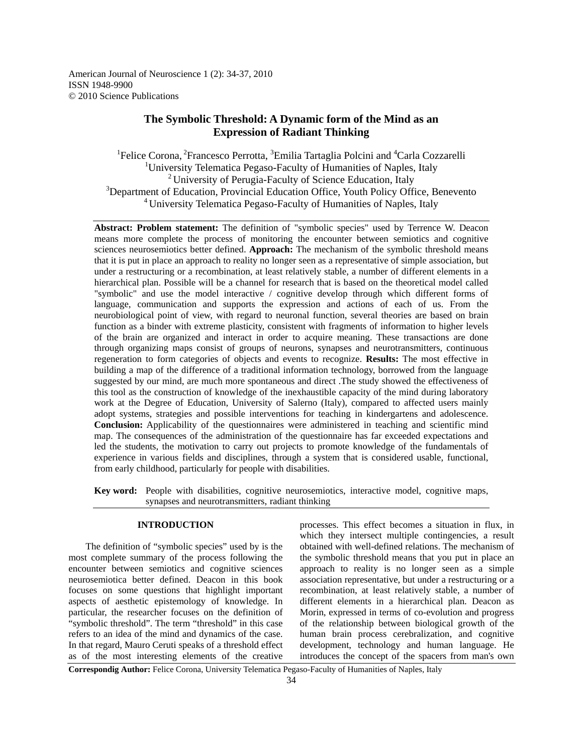# The Symbolic Threshold: A Dynamic form of the Mind as an Expression of Radiant Thinking

[1]Felice Corona, [2]Francesco Perrotta, [3]Emilia Tartaglia Polcini and [4]Carla Cozzarelli

[1]University Telematica Pegaso-Faculty of Humanities of Naples, Italy
[2]University of Perugia-Faculty of Science Education, Italy
[3]Department of Education, Provincial Education Office, Youth Policy Office, Benevento
[4]University Telematica Pegaso-Faculty of Humanities of Naples, Italy

**Abstract: Problem statement:** The definition of "symbolic species" used by Terrence W. Deacon means more complete the process of monitoring the encounter between semiotics and cognitive sciences neurosemiotics better defined. **Approach:** The mechanism of the symbolic threshold means that it is put in place an approach to reality no longer seen as a representative of simple association, but under a restructuring or a recombination, at least relatively stable, a number of different elements in a hierarchical plan. Possible will be a channel for research that is based on the theoretical model called "symbolic" and use the model interactive / cognitive develop through which different forms of language, communication and supports the expression and actions of each of us. From the neurobiological point of view, with regard to neuronal function, several theories are based on brain function as a binder with extreme plasticity, consistent with fragments of information to higher levels of the brain are organized and interact in order to acquire meaning. These transactions are done through organizing maps consist of groups of neurons, synapses and neurotransmitters, continuous regeneration to form categories of objects and events to recognize. **Results:** The most effective in building a map of the difference of a traditional information technology, borrowed from the language suggested by our mind, are much more spontaneous and direct .The study showed the effectiveness of this tool as the construction of knowledge of the inexhaustible capacity of the mind during laboratory work at the Degree of Education, University of Salerno (Italy), compared to affected users mainly adopt systems, strategies and possible interventions for teaching in kindergartens and adolescence. **Conclusion:** Applicability of the questionnaires were administered in teaching and scientific mind map. The consequences of the administration of the questionnaire has far exceeded expectations and led the students, the motivation to carry out projects to promote knowledge of the fundamentals of experience in various fields and disciplines, through a system that is considered usable, functional, from early childhood, particularly for people with disabilities.

**Key word:** People with disabilities, cognitive neurosemiotics, interactive model, cognitive maps, synapses and neurotransmitters, radiant thinking

## INTRODUCTION

The definition of "symbolic species" used by is the most complete summary of the process following the encounter between semiotics and cognitive sciences neurosemiotica better defined. Deacon in this book focuses on some questions that highlight important aspects of aesthetic epistemology of knowledge. In particular, the researcher focuses on the definition of "symbolic threshold". The term "threshold" in this case refers to an idea of the mind and dynamics of the case. In that regard, Mauro Ceruti speaks of a threshold effect as of the most interesting elements of the creative processes. This effect becomes a situation in flux, in which they intersect multiple contingencies, a result obtained with well-defined relations. The mechanism of the symbolic threshold means that you put in place an approach to reality is no longer seen as a simple association representative, but under a restructuring or a recombination, at least relatively stable, a number of different elements in a hierarchical plan. Deacon as Morin, expressed in terms of co-evolution and progress of the relationship between biological growth of the human brain process cerebralization, and cognitive development, technology and human language. He introduces the concept of the spacers from man's own

**Correspondig Author:** Felice Corona, University Telematica Pegaso-Faculty of Humanities of Naples, Italy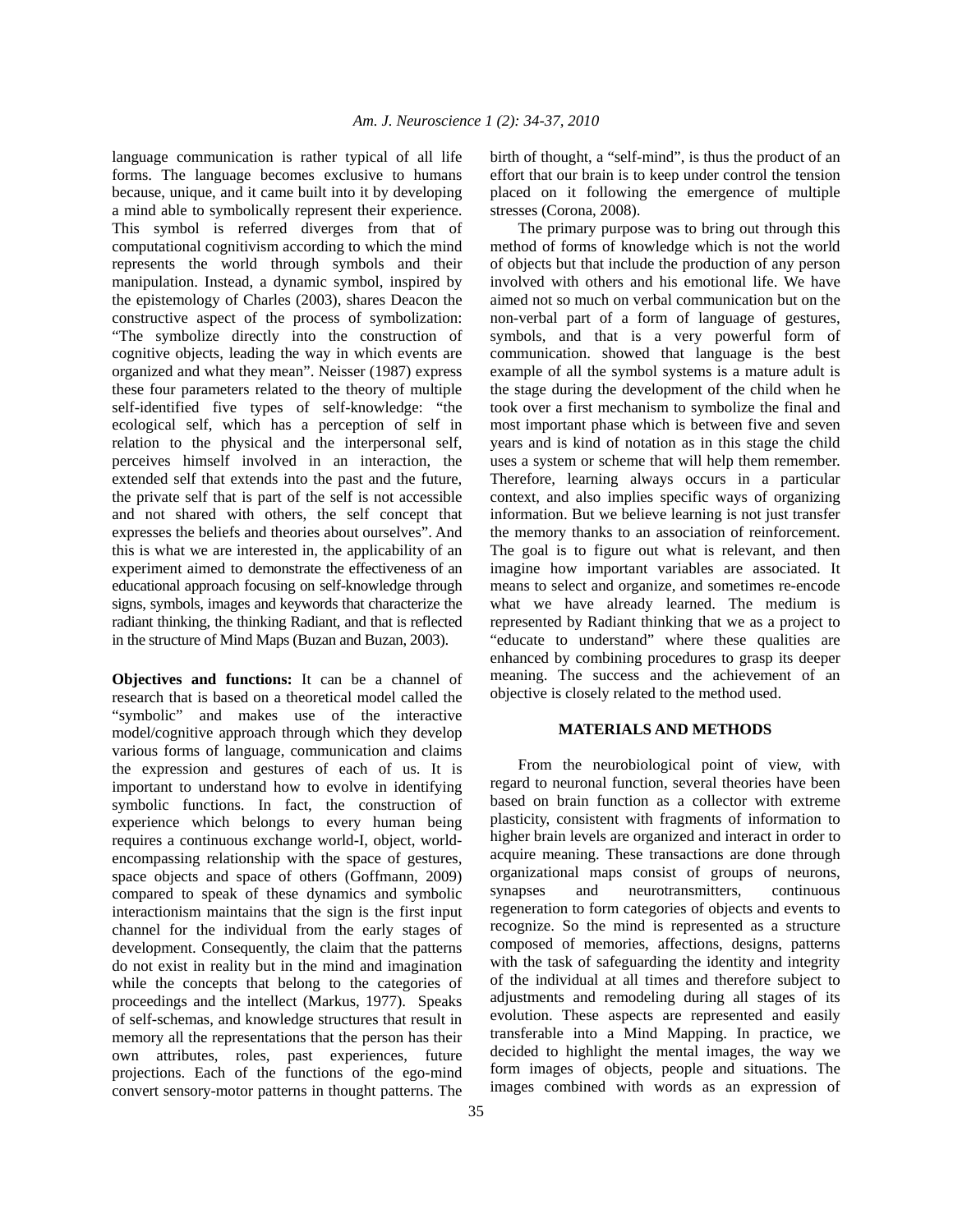language communication is rather typical of all life forms. The language becomes exclusive to humans because, unique, and it came built into it by developing a mind able to symbolically represent their experience. This symbol is referred diverges from that of computational cognitivism according to which the mind represents the world through symbols and their manipulation. Instead, a dynamic symbol, inspired by the epistemology of Charles (2003), shares Deacon the constructive aspect of the process of symbolization: "The symbolize directly into the construction of cognitive objects, leading the way in which events are organized and what they mean". Neisser (1987) express these four parameters related to the theory of multiple self-identified five types of self-knowledge: "the ecological self, which has a perception of self in relation to the physical and the interpersonal self, perceives himself involved in an interaction, the extended self that extends into the past and the future, the private self that is part of the self is not accessible and not shared with others, the self concept that expresses the beliefs and theories about ourselves". And this is what we are interested in, the applicability of an experiment aimed to demonstrate the effectiveness of an educational approach focusing on self-knowledge through signs, symbols, images and keywords that characterize the radiant thinking, the thinking Radiant, and that is reflected in the structure of Mind Maps (Buzan and Buzan, 2003).

**Objectives and functions:** It can be a channel of research that is based on a theoretical model called the "symbolic" and makes use of the interactive model/cognitive approach through which they develop various forms of language, communication and claims the expression and gestures of each of us. It is important to understand how to evolve in identifying symbolic functions. In fact, the construction of experience which belongs to every human being requires a continuous exchange world-I, object, world-encompassing relationship with the space of gestures, space objects and space of others (Goffmann, 2009) compared to speak of these dynamics and symbolic interactionism maintains that the sign is the first input channel for the individual from the early stages of development. Consequently, the claim that the patterns do not exist in reality but in the mind and imagination while the concepts that belong to the categories of proceedings and the intellect (Markus, 1977). Speaks of self-schemas, and knowledge structures that result in memory all the representations that the person has their own attributes, roles, past experiences, future projections. Each of the functions of the ego-mind convert sensory-motor patterns in thought patterns. The birth of thought, a "self-mind", is thus the product of an effort that our brain is to keep under control the tension placed on it following the emergence of multiple stresses (Corona, 2008).

The primary purpose was to bring out through this method of forms of knowledge which is not the world of objects but that include the production of any person involved with others and his emotional life. We have aimed not so much on verbal communication but on the non-verbal part of a form of language of gestures, symbols, and that is a very powerful form of communication. showed that language is the best example of all the symbol systems is a mature adult is the stage during the development of the child when he took over a first mechanism to symbolize the final and most important phase which is between five and seven years and is kind of notation as in this stage the child uses a system or scheme that will help them remember. Therefore, learning always occurs in a particular context, and also implies specific ways of organizing information. But we believe learning is not just transfer the memory thanks to an association of reinforcement. The goal is to figure out what is relevant, and then imagine how important variables are associated. It means to select and organize, and sometimes re-encode what we have already learned. The medium is represented by Radiant thinking that we as a project to "educate to understand" where these qualities are enhanced by combining procedures to grasp its deeper meaning. The success and the achievement of an objective is closely related to the method used.

## MATERIALS AND METHODS

From the neurobiological point of view, with regard to neuronal function, several theories have been based on brain function as a collector with extreme plasticity, consistent with fragments of information to higher brain levels are organized and interact in order to acquire meaning. These transactions are done through organizational maps consist of groups of neurons, synapses and neurotransmitters, continuous regeneration to form categories of objects and events to recognize. So the mind is represented as a structure composed of memories, affections, designs, patterns with the task of safeguarding the identity and integrity of the individual at all times and therefore subject to adjustments and remodeling during all stages of its evolution. These aspects are represented and easily transferable into a Mind Mapping. In practice, we decided to highlight the mental images, the way we form images of objects, people and situations. The images combined with words as an expression of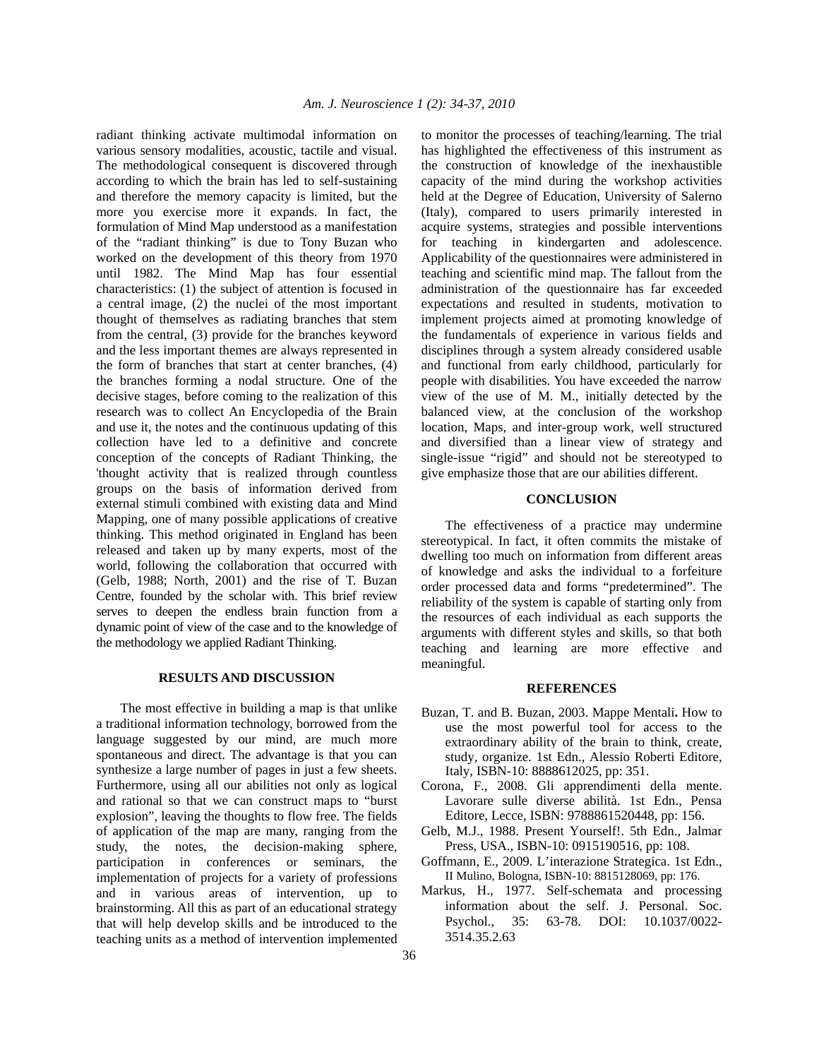radiant thinking activate multimodal information on various sensory modalities, acoustic, tactile and visual. The methodological consequent is discovered through according to which the brain has led to self-sustaining and therefore the memory capacity is limited, but the more you exercise more it expands. In fact, the formulation of Mind Map understood as a manifestation of the "radiant thinking" is due to Tony Buzan who worked on the development of this theory from 1970 until 1982. The Mind Map has four essential characteristics: (1) the subject of attention is focused in a central image, (2) the nuclei of the most important thought of themselves as radiating branches that stem from the central, (3) provide for the branches keyword and the less important themes are always represented in the form of branches that start at center branches, (4) the branches forming a nodal structure. One of the decisive stages, before coming to the realization of this research was to collect An Encyclopedia of the Brain and use it, the notes and the continuous updating of this collection have led to a definitive and concrete conception of the concepts of Radiant Thinking, the 'thought activity that is realized through countless groups on the basis of information derived from external stimuli combined with existing data and Mind Mapping, one of many possible applications of creative thinking. This method originated in England has been released and taken up by many experts, most of the world, following the collaboration that occurred with (Gelb, 1988; North, 2001) and the rise of T. Buzan Centre, founded by the scholar with. This brief review serves to deepen the endless brain function from a dynamic point of view of the case and to the knowledge of the methodology we applied Radiant Thinking.

## RESULTS AND DISCUSSION

The most effective in building a map is that unlike a traditional information technology, borrowed from the language suggested by our mind, are much more spontaneous and direct. The advantage is that you can synthesize a large number of pages in just a few sheets. Furthermore, using all our abilities not only as logical and rational so that we can construct maps to "burst explosion", leaving the thoughts to flow free. The fields of application of the map are many, ranging from the study, the notes, the decision-making sphere, participation in conferences or seminars, the implementation of projects for a variety of professions and in various areas of intervention, up to brainstorming. All this as part of an educational strategy that will help develop skills and be introduced to the teaching units as a method of intervention implemented to monitor the processes of teaching/learning. The trial has highlighted the effectiveness of this instrument as the construction of knowledge of the inexhaustible capacity of the mind during the workshop activities held at the Degree of Education, University of Salerno (Italy), compared to users primarily interested in acquire systems, strategies and possible interventions for teaching in kindergarten and adolescence. Applicability of the questionnaires were administered in teaching and scientific mind map. The fallout from the administration of the questionnaire has far exceeded expectations and resulted in students, motivation to implement projects aimed at promoting knowledge of the fundamentals of experience in various fields and disciplines through a system already considered usable and functional from early childhood, particularly for people with disabilities. You have exceeded the narrow view of the use of M. M., initially detected by the balanced view, at the conclusion of the workshop location, Maps, and inter-group work, well structured and diversified than a linear view of strategy and single-issue "rigid" and should not be stereotyped to give emphasize those that are our abilities different.

## CONCLUSION

The effectiveness of a practice may undermine stereotypical. In fact, it often commits the mistake of dwelling too much on information from different areas of knowledge and asks the individual to a forfeiture order processed data and forms "predetermined". The reliability of the system is capable of starting only from the resources of each individual as each supports the arguments with different styles and skills, so that both teaching and learning are more effective and meaningful.

## REFERENCES

Buzan, T. and B. Buzan, 2003. Mappe Mentali**.** How to use the most powerful tool for access to the extraordinary ability of the brain to think, create, study, organize. 1st Edn., Alessio Roberti Editore, Italy, ISBN-10: 8888612025, pp: 351.

Corona, F., 2008. Gli apprendimenti della mente. Lavorare sulle diverse abilità. 1st Edn., Pensa Editore, Lecce, ISBN: 9788861520448, pp: 156.

Gelb, M.J., 1988. Present Yourself!. 5th Edn., Jalmar Press, USA., ISBN-10: 0915190516, pp: 108.

Goffmann, E., 2009. L'interazione Strategica. 1st Edn., II Mulino, Bologna, ISBN-10: 8815128069, pp: 176.

Markus, H., 1977. Self-schemata and processing information about the self. J. Personal. Soc. Psychol., 35: 63-78. DOI: 10.1037/0022-3514.35.2.63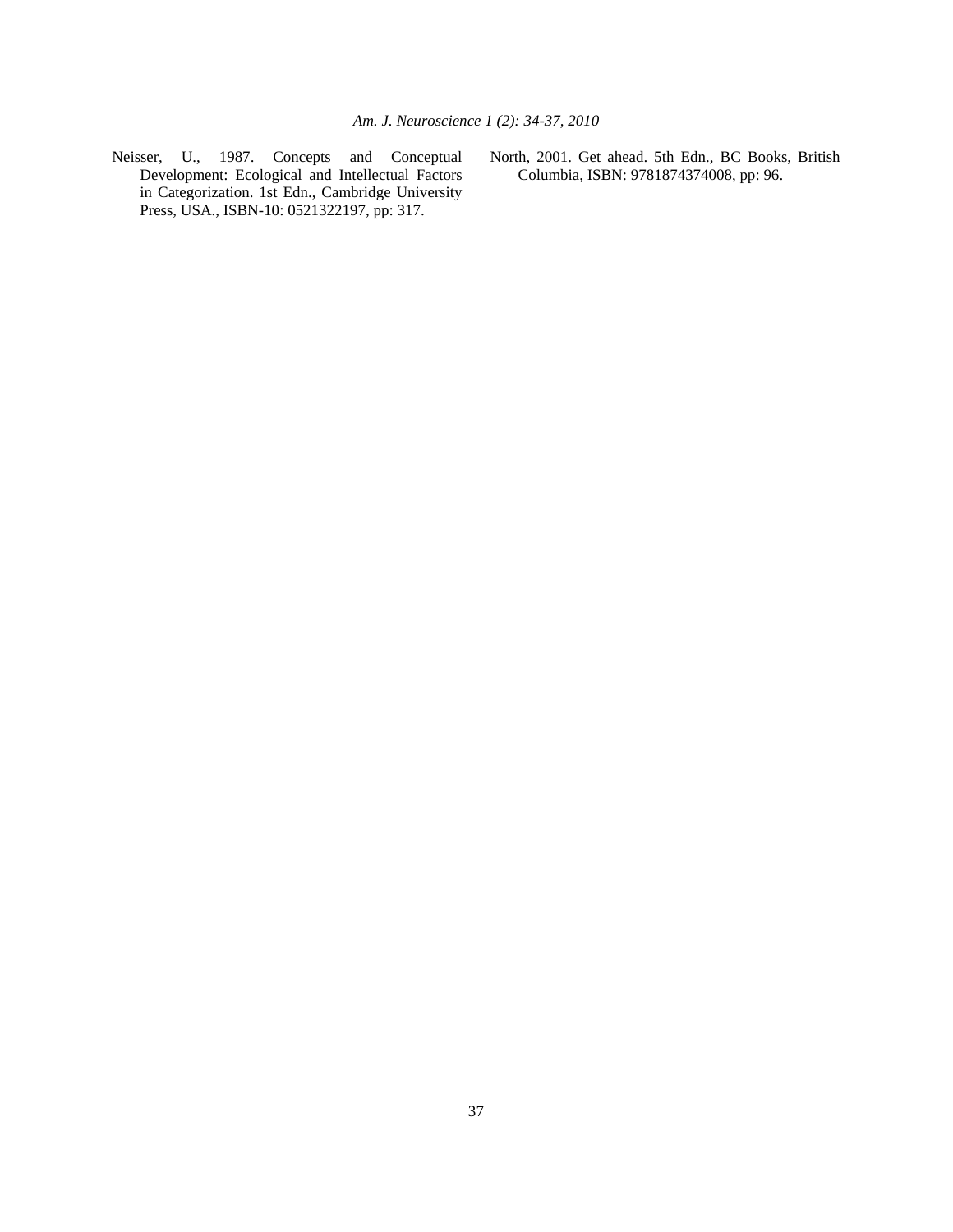Neisser, U., 1987. Concepts and Conceptual Development: Ecological and Intellectual Factors in Categorization. 1st Edn., Cambridge University Press, USA., ISBN-10: 0521322197, pp: 317.

North, 2001. Get ahead. 5th Edn., BC Books, British Columbia, ISBN: 9781874374008, pp: 96.